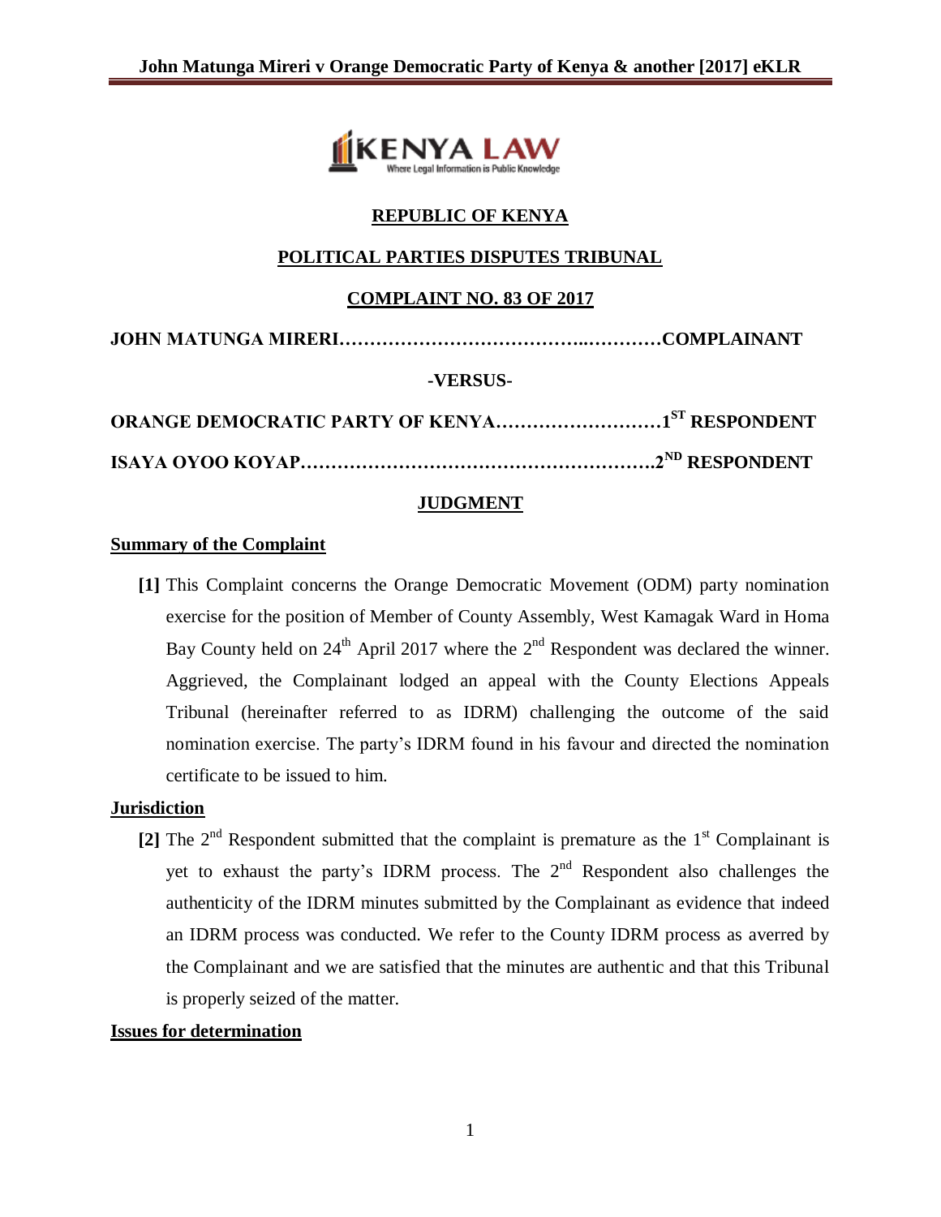**REPUBLIC OF KENYA**

**POLITICAL PARTIES DISPUTES TRIBUNAL**

**COMPLAINT NO. 83 OF 2017**

**JOHN MATUNGA MIRERI…………………………………..…………COMPLAINANT**

**-VERSUS-**

**ORANGE DEMOCRATIC PARTY OF KENYA………………………1ST RESPONDENT**

**ISAYA OYOO KOYAP……………………………………………….2ND RESPONDENT**

**JUDGMENT**

**Summary of the Complaint**

**[1]** This Complaint concerns the Orange Democratic Movement (ODM) party nomination exercise for the position of Member of County Assembly, West Kamagak Ward in Homa Bay County held on 24th April 2017 where the 2nd Respondent was declared the winner. Aggrieved, the Complainant lodged an appeal with the County Elections Appeals Tribunal (hereinafter referred to as IDRM) challenging the outcome of the said nomination exercise. The party's IDRM found in his favour and directed the nomination certificate to be issued to him.

**Jurisdiction**

**[2]** The 2nd Respondent submitted that the complaint is premature as the 1st Complainant is yet to exhaust the party's IDRM process. The 2nd Respondent also challenges the authenticity of the IDRM minutes submitted by the Complainant as evidence that indeed an IDRM process was conducted. We refer to the County IDRM process as averred by the Complainant and we are satisfied that the minutes are authentic and that this Tribunal is properly seized of the matter.

**Issues for determination**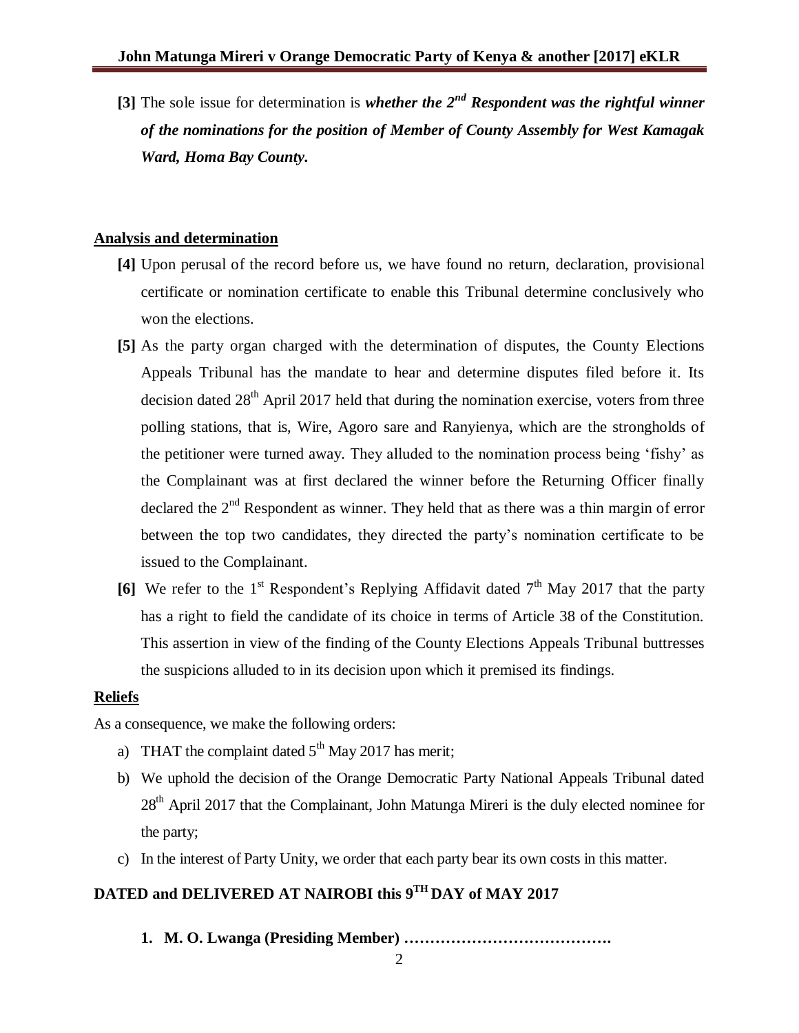**[3]** The sole issue for determination is ***whether the 2nd Respondent was the rightful winner of the nominations for the position of Member of County Assembly for West Kamagak Ward, Homa Bay County.***

**Analysis and determination**

**[4]** Upon perusal of the record before us, we have found no return, declaration, provisional certificate or nomination certificate to enable this Tribunal determine conclusively who won the elections.

**[5]** As the party organ charged with the determination of disputes, the County Elections Appeals Tribunal has the mandate to hear and determine disputes filed before it. Its decision dated 28th April 2017 held that during the nomination exercise, voters from three polling stations, that is, Wire, Agoro sare and Ranyienya, which are the strongholds of the petitioner were turned away. They alluded to the nomination process being 'fishy' as the Complainant was at first declared the winner before the Returning Officer finally declared the 2nd Respondent as winner. They held that as there was a thin margin of error between the top two candidates, they directed the party's nomination certificate to be issued to the Complainant.

**[6]** We refer to the 1st Respondent's Replying Affidavit dated 7th May 2017 that the party has a right to field the candidate of its choice in terms of Article 38 of the Constitution. This assertion in view of the finding of the County Elections Appeals Tribunal buttresses the suspicions alluded to in its decision upon which it premised its findings.

**Reliefs**

As a consequence, we make the following orders:

a) THAT the complaint dated 5th May 2017 has merit;

b) We uphold the decision of the Orange Democratic Party National Appeals Tribunal dated 28th April 2017 that the Complainant, John Matunga Mireri is the duly elected nominee for the party;

c) In the interest of Party Unity, we order that each party bear its own costs in this matter.

**DATED and DELIVERED AT NAIROBI this 9TH DAY of MAY 2017**

1. **M. O. Lwanga (Presiding Member) ………………………………….**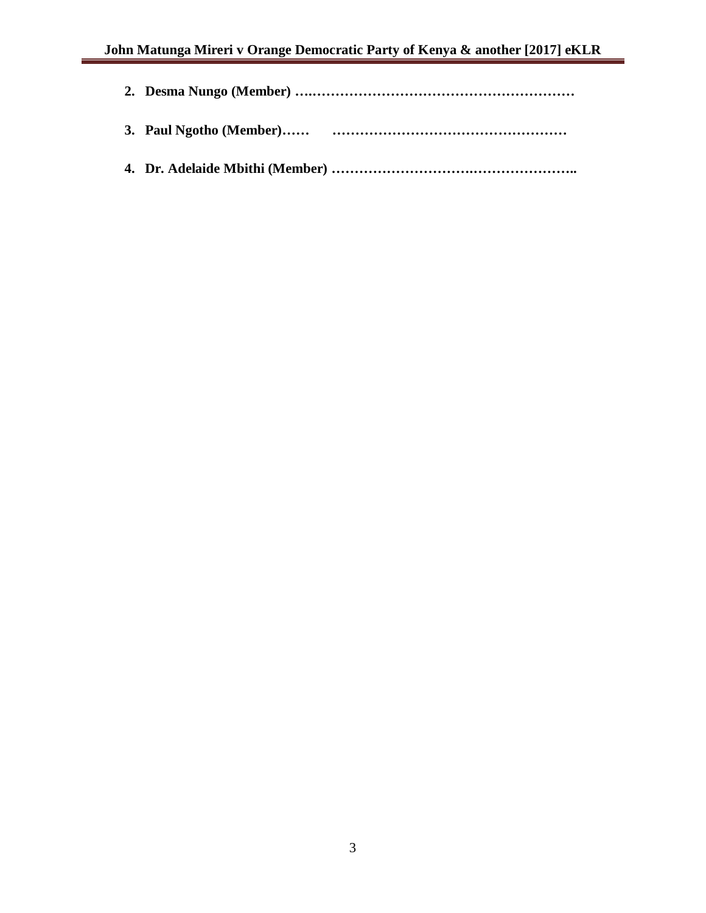2. **Desma Nungo (Member) ….…………………………………………………**

3. **Paul Ngotho (Member)……      ……………………………………………**

4. **Dr. Adelaide Mbithi (Member) ………………………….…………………..**